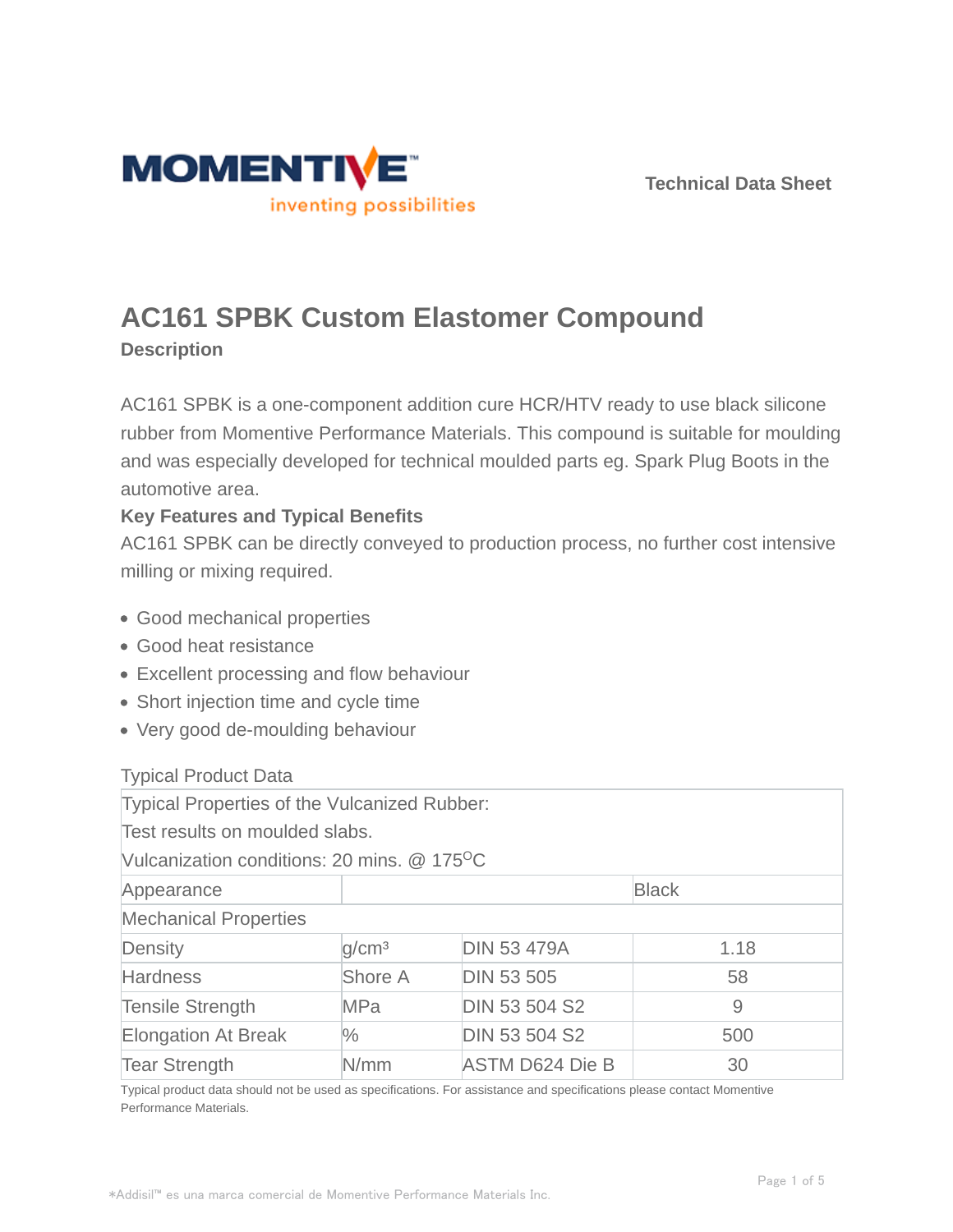MOMENTIVE™

inventing possibilities

Technical Data Sheet

# AC161 SPBK Custom Elastomer Compound

## Description

AC161 SPBK is a one-component addition cure HCR/HTV ready to use black silicone rubber from Momentive Performance Materials. This compound is suitable for moulding and was especially developed for technical moulded parts eg. Spark Plug Boots in the automotive area.

## Key Features and Typical Benefits

AC161 SPBK can be directly conveyed to production process, no further cost intensive milling or mixing required.

- Good mechanical properties
- Good heat resistance
- Excellent processing and flow behaviour
- Short injection time and cycle time
- Very good de-moulding behaviour

Typical Product Data

| Typical Properties of the Vulcanized Rubber: Test results on moulded slabs. Vulcanization conditions: 20 mins. @ 175$^{O}$C | | | |
|---|---|---|---|
| Appearance | | | Black |
| Mechanical Properties | | | |
| Density | g/cm³ | DIN 53 479A | 1.18 |
| Hardness | Shore A | DIN 53 505 | 58 |
| Tensile Strength | MPa | DIN 53 504 S2 | 9 |
| Elongation At Break | % | DIN 53 504 S2 | 500 |
| Tear Strength | N/mm | ASTM D624 Die B | 30 |

Typical product data should not be used as specifications. For assistance and specifications please contact Momentive Performance Materials.

*Addisil™ es una marca comercial de Momentive Performance Materials Inc.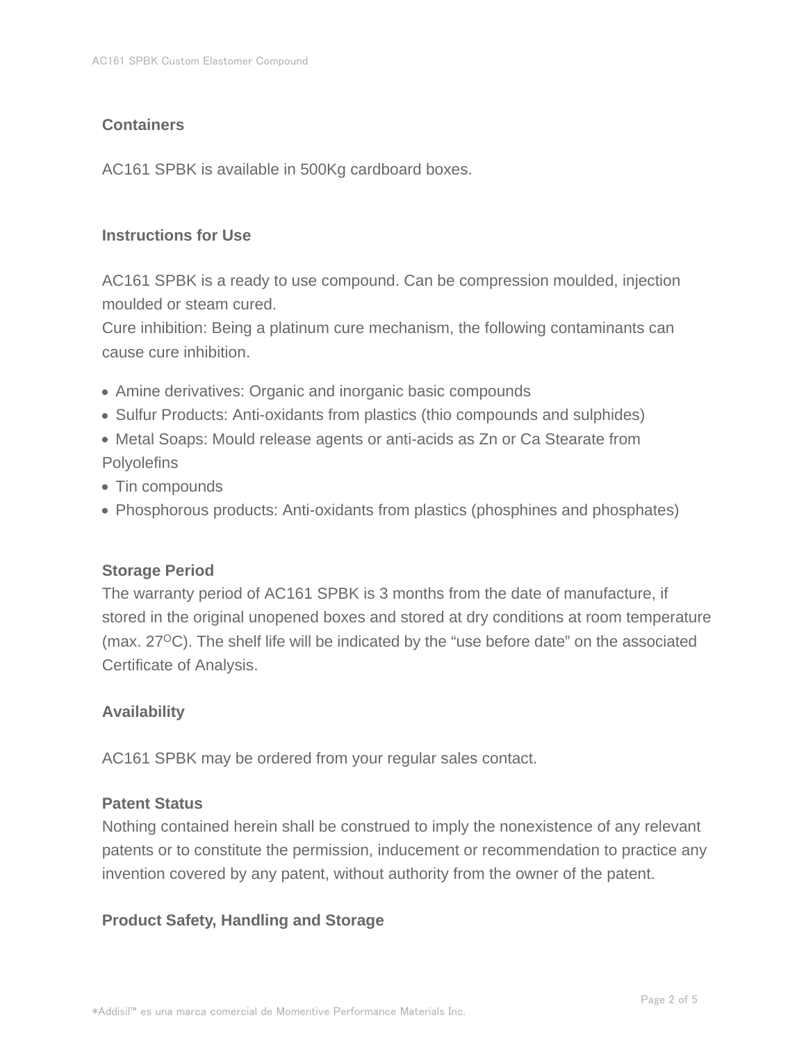## Containers

AC161 SPBK is available in 500Kg cardboard boxes.

## Instructions for Use

AC161 SPBK is a ready to use compound. Can be compression moulded, injection moulded or steam cured.
Cure inhibition: Being a platinum cure mechanism, the following contaminants can cause cure inhibition.

- Amine derivatives: Organic and inorganic basic compounds
- Sulfur Products: Anti-oxidants from plastics (thio compounds and sulphides)
- Metal Soaps: Mould release agents or anti-acids as Zn or Ca Stearate from Polyolefins
- Tin compounds
- Phosphorous products: Anti-oxidants from plastics (phosphines and phosphates)

## Storage Period

The warranty period of AC161 SPBK is 3 months from the date of manufacture, if stored in the original unopened boxes and stored at dry conditions at room temperature (max. $27^{O}$C). The shelf life will be indicated by the “use before date” on the associated Certificate of Analysis.

## Availability

AC161 SPBK may be ordered from your regular sales contact.

## Patent Status

Nothing contained herein shall be construed to imply the nonexistence of any relevant patents or to constitute the permission, inducement or recommendation to practice any invention covered by any patent, without authority from the owner of the patent.

## Product Safety, Handling and Storage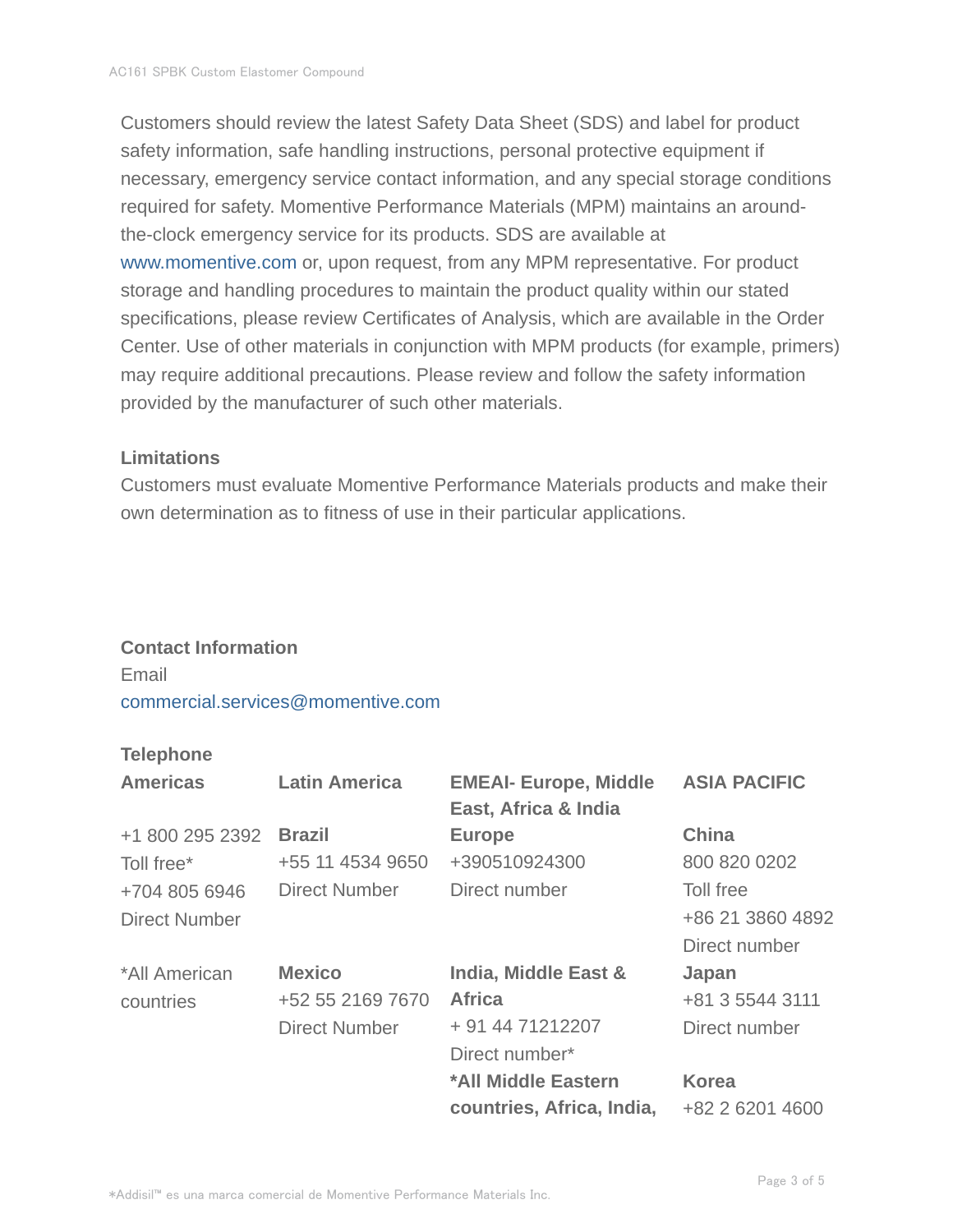Customers should review the latest Safety Data Sheet (SDS) and label for product safety information, safe handling instructions, personal protective equipment if necessary, emergency service contact information, and any special storage conditions required for safety. Momentive Performance Materials (MPM) maintains an around-the-clock emergency service for its products. SDS are available at www.momentive.com or, upon request, from any MPM representative. For product storage and handling procedures to maintain the product quality within our stated specifications, please review Certificates of Analysis, which are available in the Order Center. Use of other materials in conjunction with MPM products (for example, primers) may require additional precautions. Please review and follow the safety information provided by the manufacturer of such other materials.

### Limitations

Customers must evaluate Momentive Performance Materials products and make their own determination as to fitness of use in their particular applications.

### Contact Information

Email
commercial.services@momentive.com

**Telephone**

| **Americas** | **Latin America** | **EMEAI- Europe, Middle East, Africa & India** | **ASIA PACIFIC** |
|---|---|---|---|
| +1 800 295 2392<br>Toll free*<br>+704 805 6946<br>Direct Number | **Brazil**<br>+55 11 4534 9650<br>Direct Number | **Europe**<br>+390510924300<br>Direct number | **China**<br>800 820 0202<br>Toll free<br>+86 21 3860 4892<br>Direct number |
| *All American countries | **Mexico**<br>+52 55 2169 7670<br>Direct Number | **India, Middle East & Africa**<br>+ 91 44 71212207<br>Direct number* | **Japan**<br>+81 3 5544 3111<br>Direct number |
| | | ***All Middle Eastern countries, Africa, India,** | **Korea**<br>+82 2 6201 4600 |

*Addisil™ es una marca comercial de Momentive Performance Materials Inc.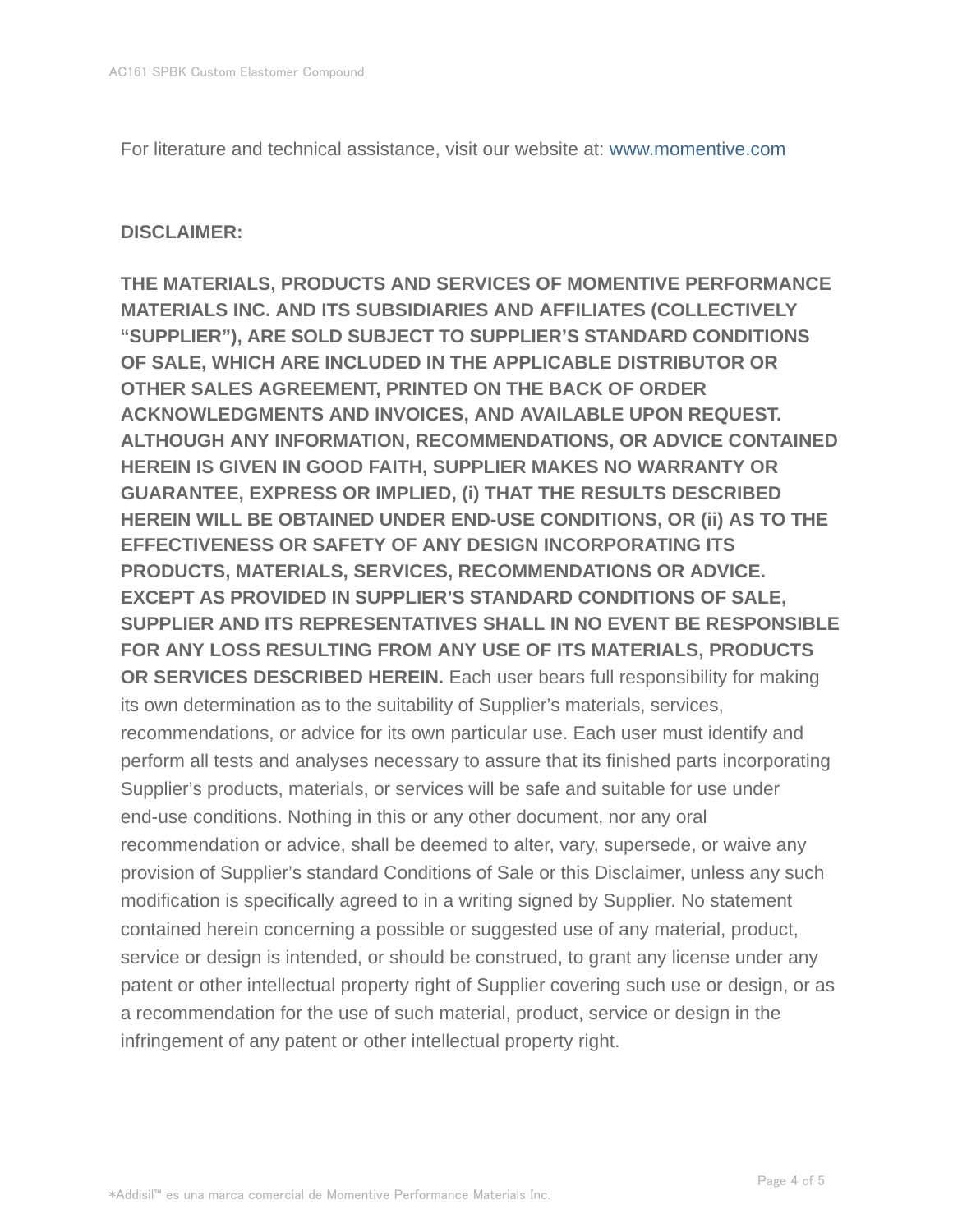For literature and technical assistance, visit our website at: www.momentive.com

**DISCLAIMER:**

**THE MATERIALS, PRODUCTS AND SERVICES OF MOMENTIVE PERFORMANCE MATERIALS INC. AND ITS SUBSIDIARIES AND AFFILIATES (COLLECTIVELY "SUPPLIER"), ARE SOLD SUBJECT TO SUPPLIER'S STANDARD CONDITIONS OF SALE, WHICH ARE INCLUDED IN THE APPLICABLE DISTRIBUTOR OR OTHER SALES AGREEMENT, PRINTED ON THE BACK OF ORDER ACKNOWLEDGMENTS AND INVOICES, AND AVAILABLE UPON REQUEST. ALTHOUGH ANY INFORMATION, RECOMMENDATIONS, OR ADVICE CONTAINED HEREIN IS GIVEN IN GOOD FAITH, SUPPLIER MAKES NO WARRANTY OR GUARANTEE, EXPRESS OR IMPLIED, (i) THAT THE RESULTS DESCRIBED HEREIN WILL BE OBTAINED UNDER END-USE CONDITIONS, OR (ii) AS TO THE EFFECTIVENESS OR SAFETY OF ANY DESIGN INCORPORATING ITS PRODUCTS, MATERIALS, SERVICES, RECOMMENDATIONS OR ADVICE. EXCEPT AS PROVIDED IN SUPPLIER'S STANDARD CONDITIONS OF SALE, SUPPLIER AND ITS REPRESENTATIVES SHALL IN NO EVENT BE RESPONSIBLE FOR ANY LOSS RESULTING FROM ANY USE OF ITS MATERIALS, PRODUCTS OR SERVICES DESCRIBED HEREIN.** Each user bears full responsibility for making its own determination as to the suitability of Supplier's materials, services, recommendations, or advice for its own particular use. Each user must identify and perform all tests and analyses necessary to assure that its finished parts incorporating Supplier's products, materials, or services will be safe and suitable for use under end-use conditions. Nothing in this or any other document, nor any oral recommendation or advice, shall be deemed to alter, vary, supersede, or waive any provision of Supplier's standard Conditions of Sale or this Disclaimer, unless any such modification is specifically agreed to in a writing signed by Supplier. No statement contained herein concerning a possible or suggested use of any material, product, service or design is intended, or should be construed, to grant any license under any patent or other intellectual property right of Supplier covering such use or design, or as a recommendation for the use of such material, product, service or design in the infringement of any patent or other intellectual property right.

*Addisil™ es una marca comercial de Momentive Performance Materials Inc.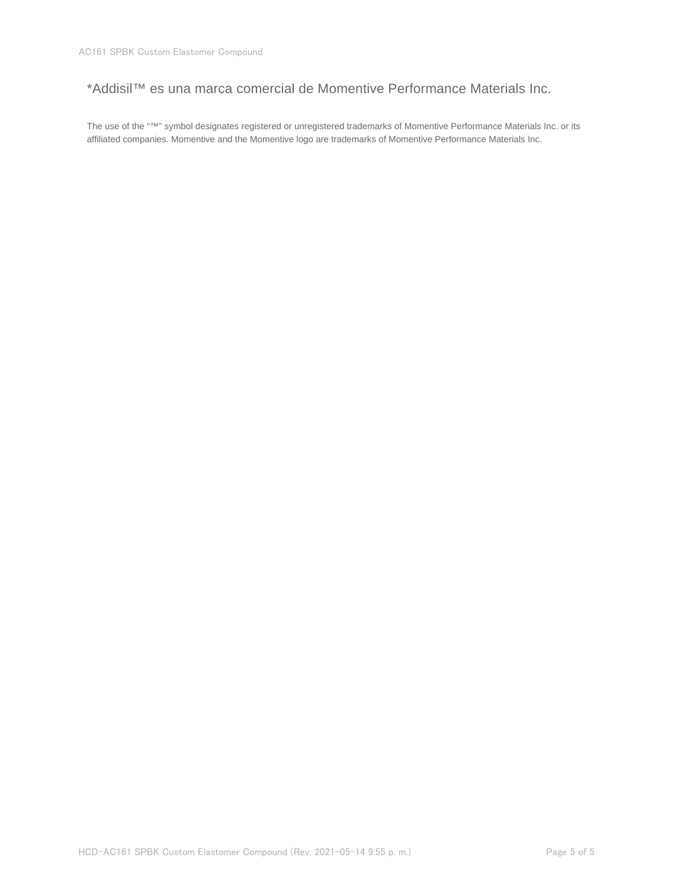*Addisil™ es una marca comercial de Momentive Performance Materials Inc.

The use of the "™" symbol designates registered or unregistered trademarks of Momentive Performance Materials Inc. or its affiliated companies. Momentive and the Momentive logo are trademarks of Momentive Performance Materials Inc.